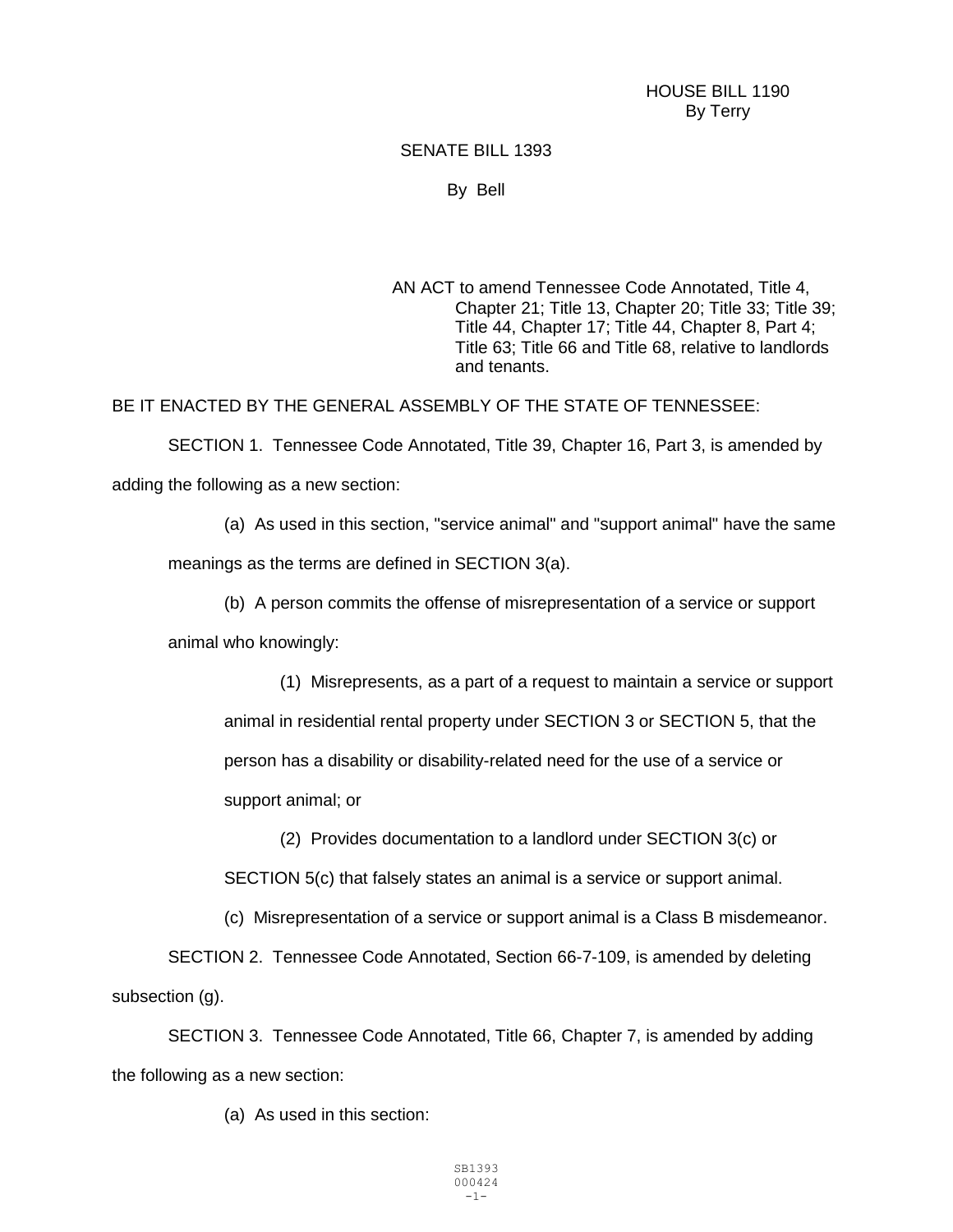HOUSE BILL 1190
By Terry

SENATE BILL 1393

By Bell

AN ACT to amend Tennessee Code Annotated, Title 4, Chapter 21; Title 13, Chapter 20; Title 33; Title 39; Title 44, Chapter 17; Title 44, Chapter 8, Part 4; Title 63; Title 66 and Title 68, relative to landlords and tenants.

BE IT ENACTED BY THE GENERAL ASSEMBLY OF THE STATE OF TENNESSEE:

SECTION 1. Tennessee Code Annotated, Title 39, Chapter 16, Part 3, is amended by adding the following as a new section:

(a) As used in this section, "service animal" and "support animal" have the same meanings as the terms are defined in SECTION 3(a).

(b) A person commits the offense of misrepresentation of a service or support animal who knowingly:

(1) Misrepresents, as a part of a request to maintain a service or support animal in residential rental property under SECTION 3 or SECTION 5, that the person has a disability or disability-related need for the use of a service or support animal; or

(2) Provides documentation to a landlord under SECTION 3(c) or SECTION 5(c) that falsely states an animal is a service or support animal.

(c) Misrepresentation of a service or support animal is a Class B misdemeanor.

SECTION 2. Tennessee Code Annotated, Section 66-7-109, is amended by deleting subsection (g).

SECTION 3. Tennessee Code Annotated, Title 66, Chapter 7, is amended by adding the following as a new section:

(a) As used in this section: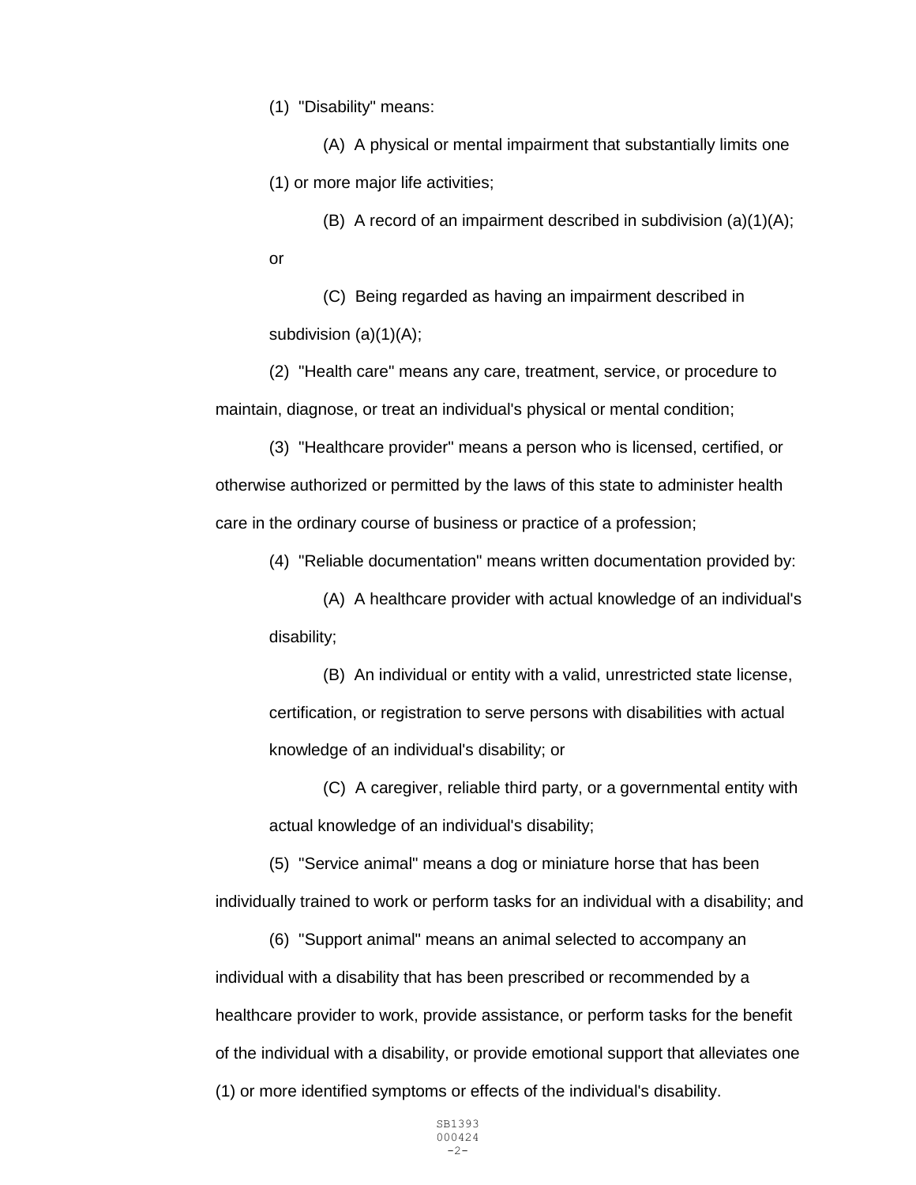(1) "Disability" means:

(A) A physical or mental impairment that substantially limits one (1) or more major life activities;

(B) A record of an impairment described in subdivision (a)(1)(A); or

(C) Being regarded as having an impairment described in subdivision (a)(1)(A);

(2) "Health care" means any care, treatment, service, or procedure to maintain, diagnose, or treat an individual's physical or mental condition;

(3) "Healthcare provider" means a person who is licensed, certified, or otherwise authorized or permitted by the laws of this state to administer health care in the ordinary course of business or practice of a profession;

(4) "Reliable documentation" means written documentation provided by:

(A) A healthcare provider with actual knowledge of an individual's disability;

(B) An individual or entity with a valid, unrestricted state license, certification, or registration to serve persons with disabilities with actual knowledge of an individual's disability; or

(C) A caregiver, reliable third party, or a governmental entity with actual knowledge of an individual's disability;

(5) "Service animal" means a dog or miniature horse that has been individually trained to work or perform tasks for an individual with a disability; and

(6) "Support animal" means an animal selected to accompany an individual with a disability that has been prescribed or recommended by a healthcare provider to work, provide assistance, or perform tasks for the benefit of the individual with a disability, or provide emotional support that alleviates one (1) or more identified symptoms or effects of the individual's disability.

SB1393
000424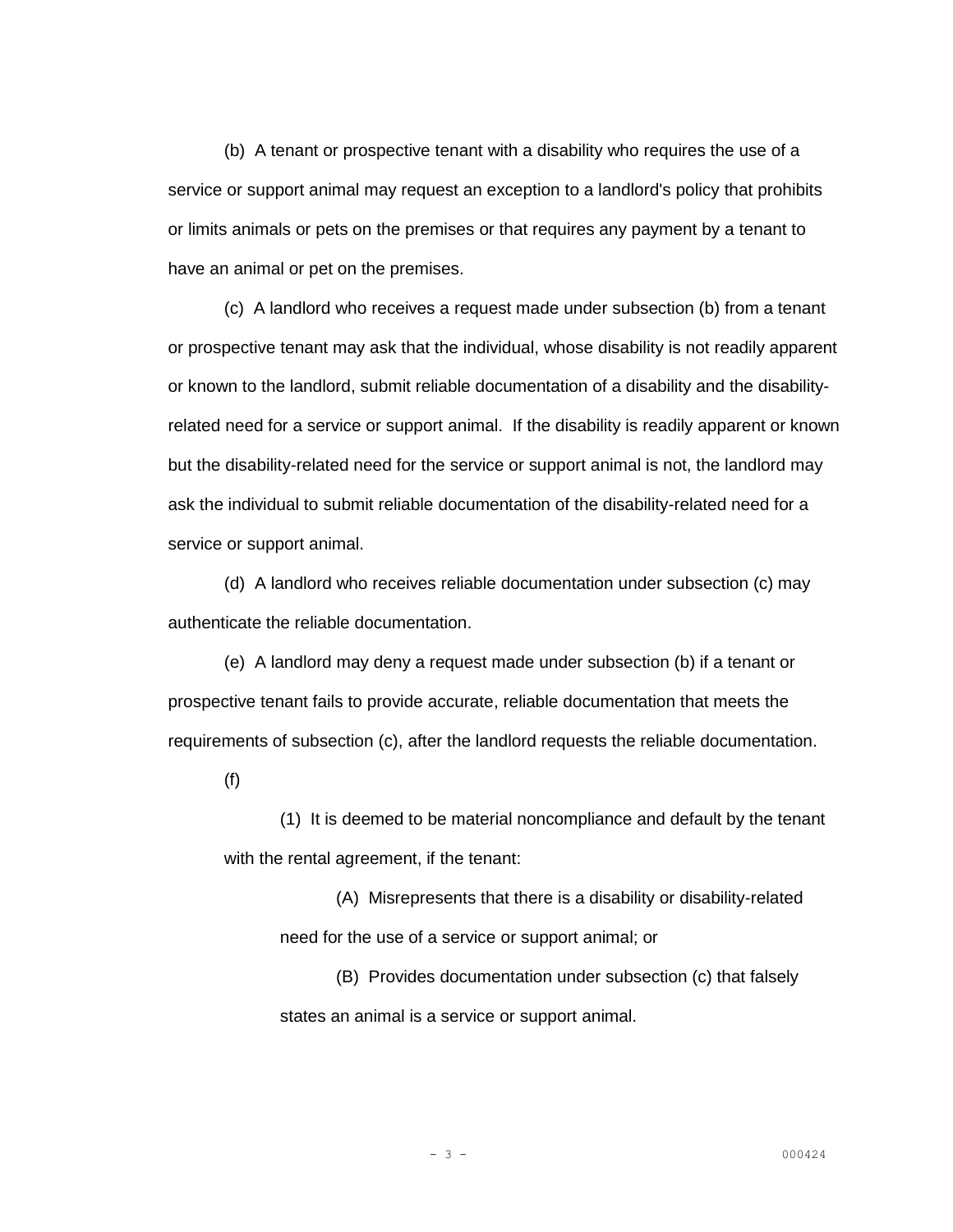(b) A tenant or prospective tenant with a disability who requires the use of a service or support animal may request an exception to a landlord's policy that prohibits or limits animals or pets on the premises or that requires any payment by a tenant to have an animal or pet on the premises.

(c) A landlord who receives a request made under subsection (b) from a tenant or prospective tenant may ask that the individual, whose disability is not readily apparent or known to the landlord, submit reliable documentation of a disability and the disability-related need for a service or support animal. If the disability is readily apparent or known but the disability-related need for the service or support animal is not, the landlord may ask the individual to submit reliable documentation of the disability-related need for a service or support animal.

(d) A landlord who receives reliable documentation under subsection (c) may authenticate the reliable documentation.

(e) A landlord may deny a request made under subsection (b) if a tenant or prospective tenant fails to provide accurate, reliable documentation that meets the requirements of subsection (c), after the landlord requests the reliable documentation.

(f)

(1) It is deemed to be material noncompliance and default by the tenant with the rental agreement, if the tenant:

(A) Misrepresents that there is a disability or disability-related need for the use of a service or support animal; or

(B) Provides documentation under subsection (c) that falsely states an animal is a service or support animal.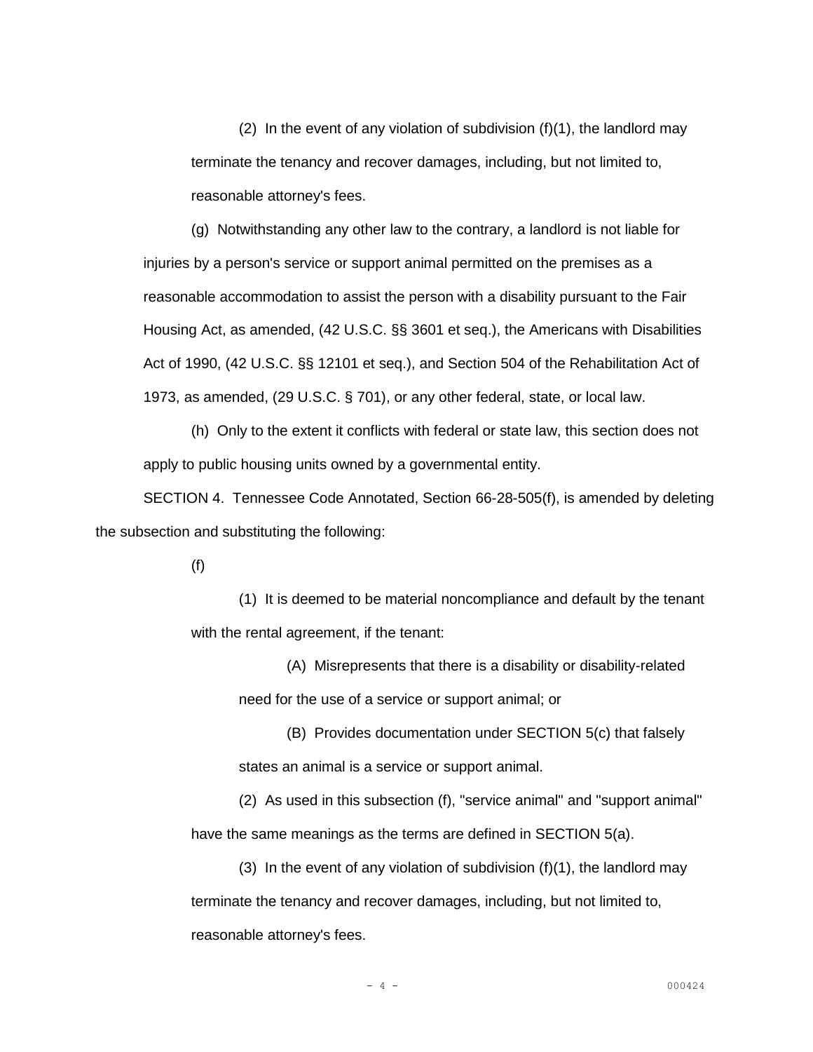(2) In the event of any violation of subdivision (f)(1), the landlord may terminate the tenancy and recover damages, including, but not limited to, reasonable attorney's fees.

(g) Notwithstanding any other law to the contrary, a landlord is not liable for injuries by a person's service or support animal permitted on the premises as a reasonable accommodation to assist the person with a disability pursuant to the Fair Housing Act, as amended, (42 U.S.C. §§ 3601 et seq.), the Americans with Disabilities Act of 1990, (42 U.S.C. §§ 12101 et seq.), and Section 504 of the Rehabilitation Act of 1973, as amended, (29 U.S.C. § 701), or any other federal, state, or local law.

(h) Only to the extent it conflicts with federal or state law, this section does not apply to public housing units owned by a governmental entity.

SECTION 4. Tennessee Code Annotated, Section 66-28-505(f), is amended by deleting the subsection and substituting the following:

(f)

(1) It is deemed to be material noncompliance and default by the tenant with the rental agreement, if the tenant:

(A) Misrepresents that there is a disability or disability-related need for the use of a service or support animal; or

(B) Provides documentation under SECTION 5(c) that falsely states an animal is a service or support animal.

(2) As used in this subsection (f), "service animal" and "support animal" have the same meanings as the terms are defined in SECTION 5(a).

(3) In the event of any violation of subdivision (f)(1), the landlord may terminate the tenancy and recover damages, including, but not limited to, reasonable attorney's fees.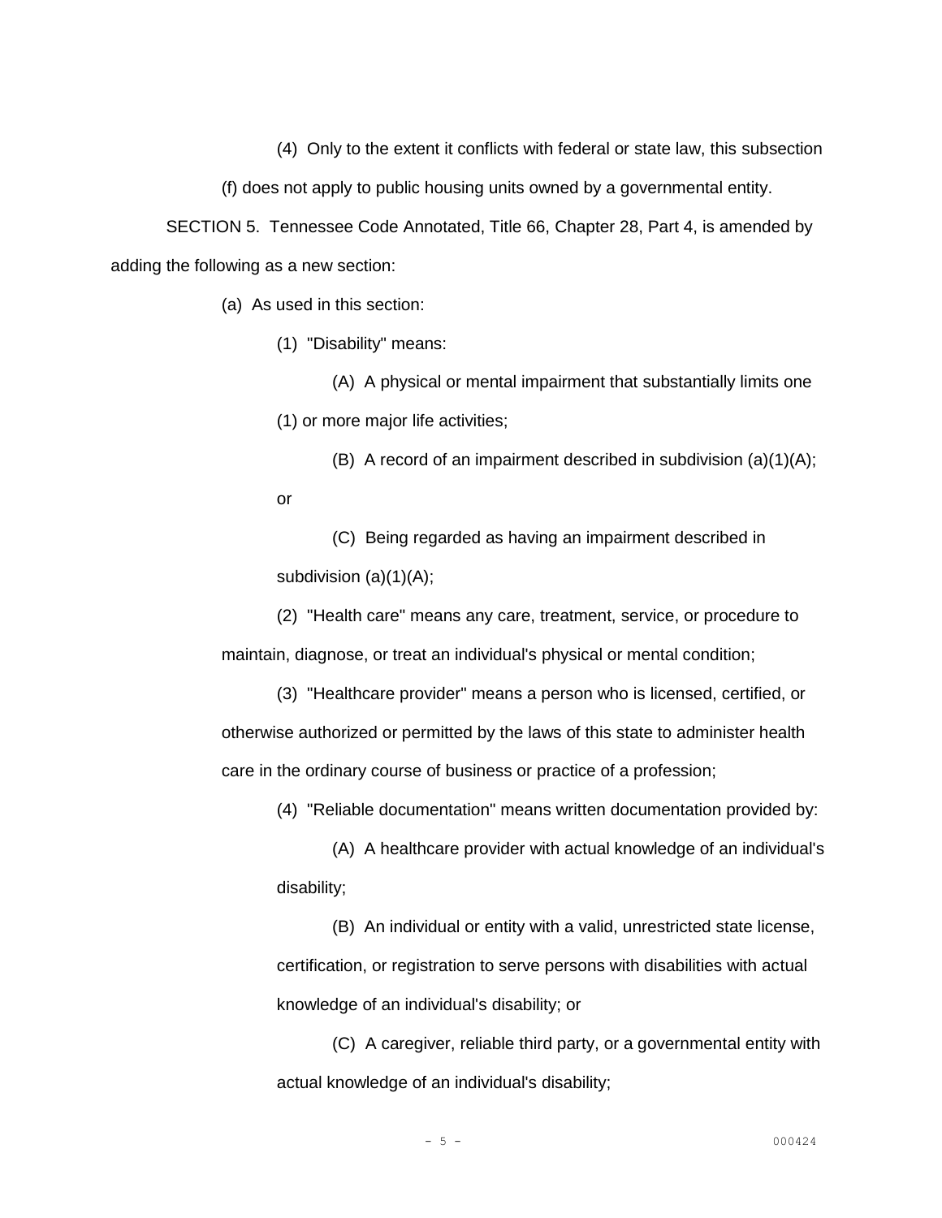(4) Only to the extent it conflicts with federal or state law, this subsection (f) does not apply to public housing units owned by a governmental entity.

SECTION 5. Tennessee Code Annotated, Title 66, Chapter 28, Part 4, is amended by adding the following as a new section:

(a) As used in this section:

(1) "Disability" means:

(A) A physical or mental impairment that substantially limits one (1) or more major life activities;

(B) A record of an impairment described in subdivision (a)(1)(A); or

(C) Being regarded as having an impairment described in subdivision (a)(1)(A);

(2) "Health care" means any care, treatment, service, or procedure to maintain, diagnose, or treat an individual's physical or mental condition;

(3) "Healthcare provider" means a person who is licensed, certified, or otherwise authorized or permitted by the laws of this state to administer health care in the ordinary course of business or practice of a profession;

(4) "Reliable documentation" means written documentation provided by:

(A) A healthcare provider with actual knowledge of an individual's disability;

(B) An individual or entity with a valid, unrestricted state license, certification, or registration to serve persons with disabilities with actual knowledge of an individual's disability; or

(C) A caregiver, reliable third party, or a governmental entity with actual knowledge of an individual's disability;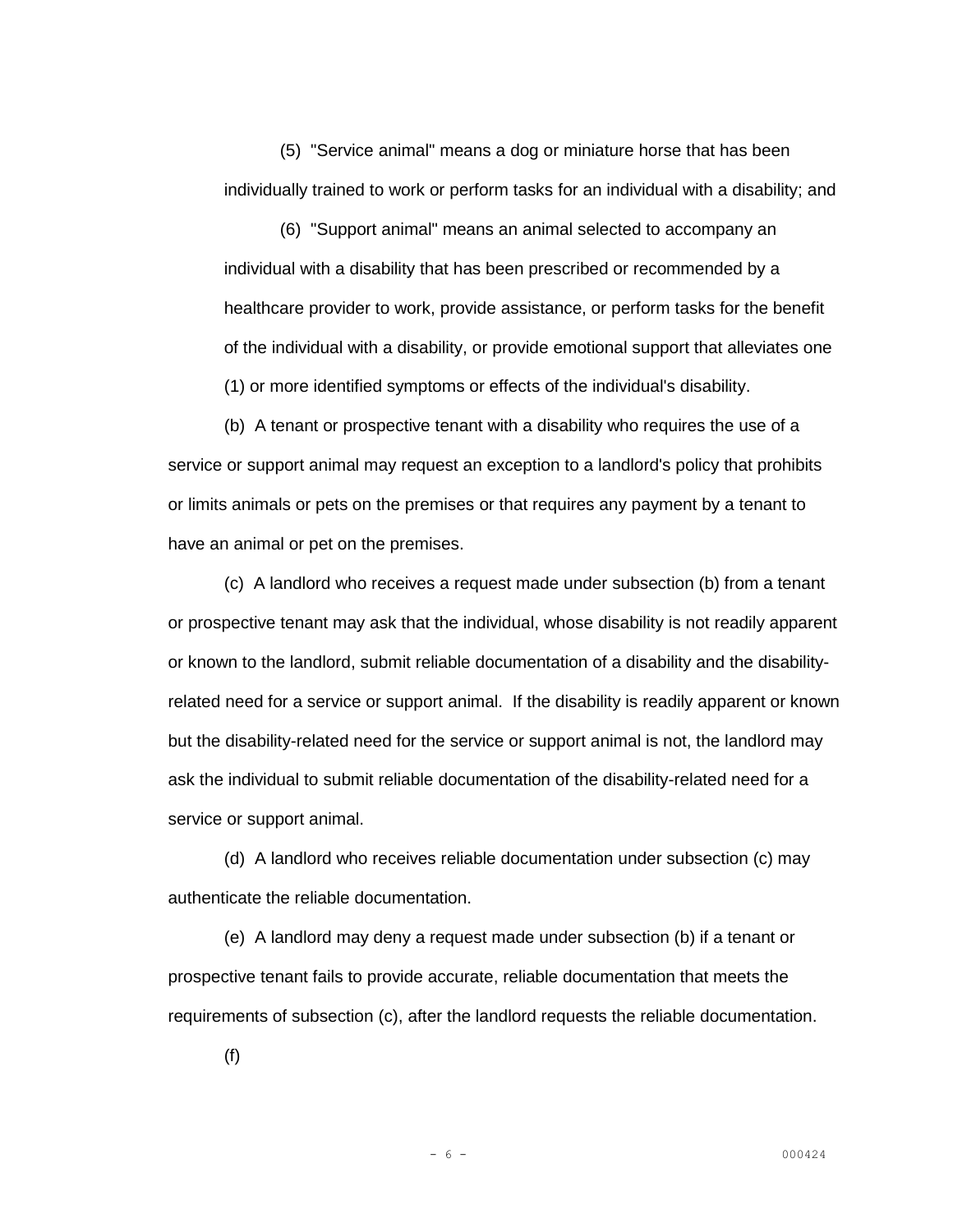(5) "Service animal" means a dog or miniature horse that has been individually trained to work or perform tasks for an individual with a disability; and

(6) "Support animal" means an animal selected to accompany an individual with a disability that has been prescribed or recommended by a healthcare provider to work, provide assistance, or perform tasks for the benefit of the individual with a disability, or provide emotional support that alleviates one (1) or more identified symptoms or effects of the individual's disability.

(b) A tenant or prospective tenant with a disability who requires the use of a service or support animal may request an exception to a landlord's policy that prohibits or limits animals or pets on the premises or that requires any payment by a tenant to have an animal or pet on the premises.

(c) A landlord who receives a request made under subsection (b) from a tenant or prospective tenant may ask that the individual, whose disability is not readily apparent or known to the landlord, submit reliable documentation of a disability and the disability-related need for a service or support animal. If the disability is readily apparent or known but the disability-related need for the service or support animal is not, the landlord may ask the individual to submit reliable documentation of the disability-related need for a service or support animal.

(d) A landlord who receives reliable documentation under subsection (c) may authenticate the reliable documentation.

(e) A landlord may deny a request made under subsection (b) if a tenant or prospective tenant fails to provide accurate, reliable documentation that meets the requirements of subsection (c), after the landlord requests the reliable documentation.

(f)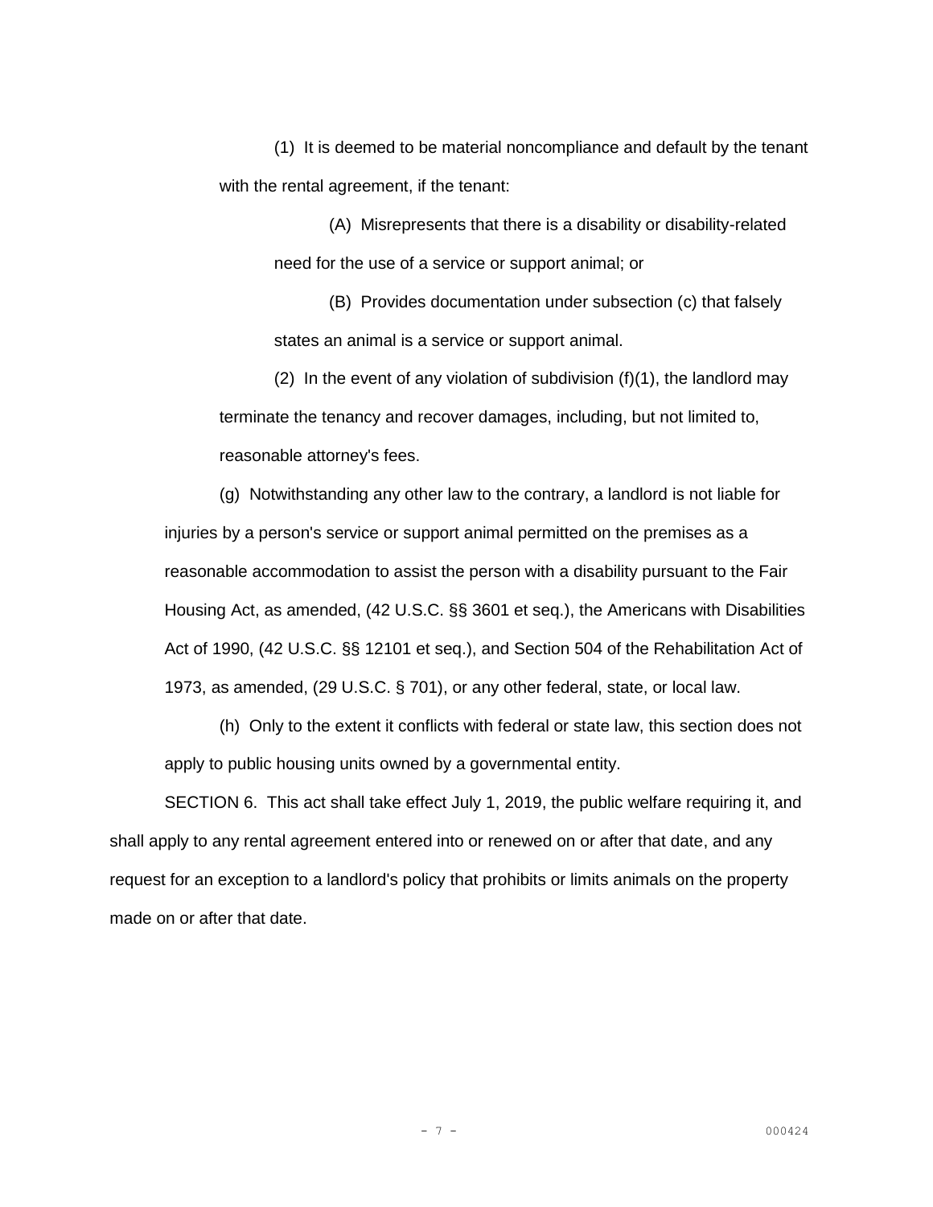(1) It is deemed to be material noncompliance and default by the tenant with the rental agreement, if the tenant:

(A) Misrepresents that there is a disability or disability-related need for the use of a service or support animal; or

(B) Provides documentation under subsection (c) that falsely states an animal is a service or support animal.

(2) In the event of any violation of subdivision (f)(1), the landlord may terminate the tenancy and recover damages, including, but not limited to, reasonable attorney's fees.

(g) Notwithstanding any other law to the contrary, a landlord is not liable for injuries by a person's service or support animal permitted on the premises as a reasonable accommodation to assist the person with a disability pursuant to the Fair Housing Act, as amended, (42 U.S.C. §§ 3601 et seq.), the Americans with Disabilities Act of 1990, (42 U.S.C. §§ 12101 et seq.), and Section 504 of the Rehabilitation Act of 1973, as amended, (29 U.S.C. § 701), or any other federal, state, or local law.

(h) Only to the extent it conflicts with federal or state law, this section does not apply to public housing units owned by a governmental entity.

SECTION 6. This act shall take effect July 1, 2019, the public welfare requiring it, and shall apply to any rental agreement entered into or renewed on or after that date, and any request for an exception to a landlord's policy that prohibits or limits animals on the property made on or after that date.

000424